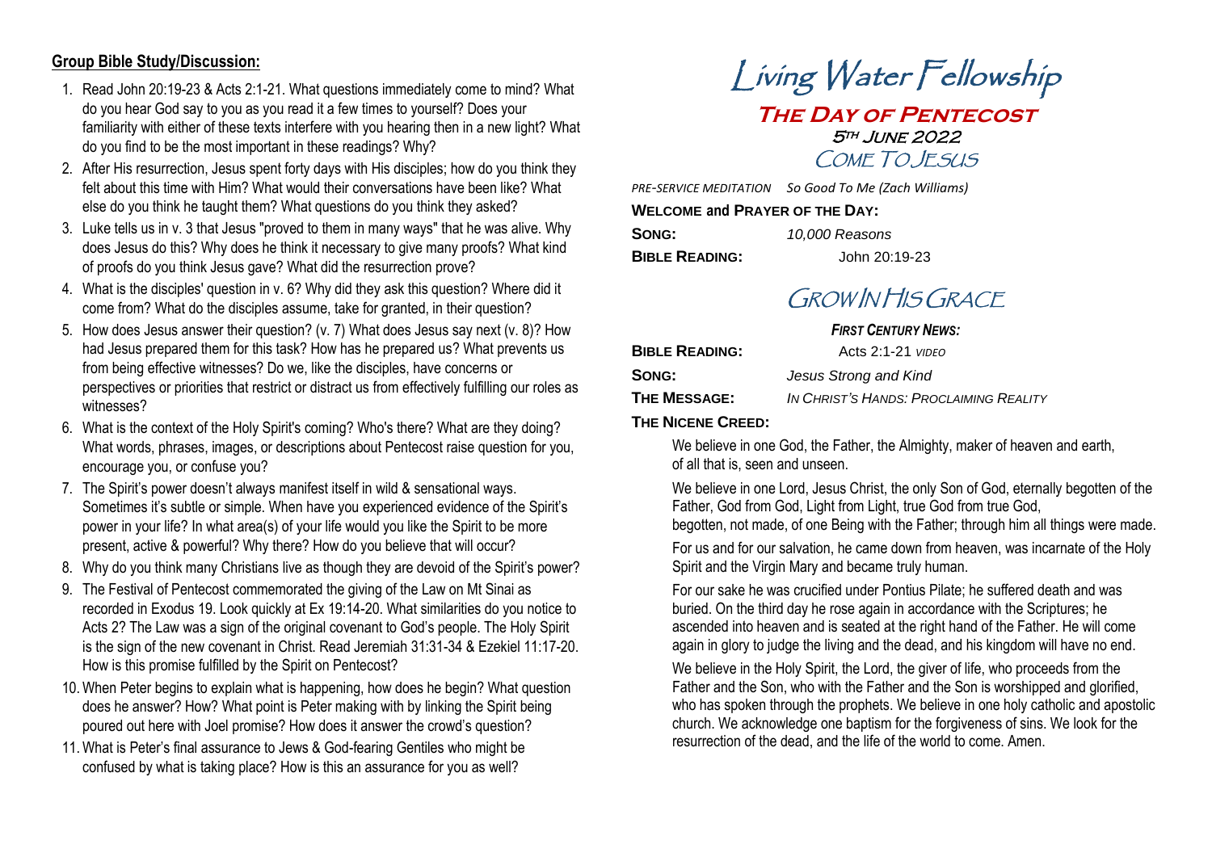## Group Bible Study/Discussion:

1. Read John 20:19-23 & Acts 2:1-21. What questions immediately come to mind? What do you hear God say to you as you read it a few times to yourself? Does your familiarity with either of these texts interfere with you hearing then in a new light? What do you find to be the most important in these readings? Why?
2. After His resurrection, Jesus spent forty days with His disciples; how do you think they felt about this time with Him? What would their conversations have been like? What else do you think he taught them? What questions do you think they asked?
3. Luke tells us in v. 3 that Jesus "proved to them in many ways" that he was alive. Why does Jesus do this? Why does he think it necessary to give many proofs? What kind of proofs do you think Jesus gave? What did the resurrection prove?
4. What is the disciples' question in v. 6? Why did they ask this question? Where did it come from? What do the disciples assume, take for granted, in their question?
5. How does Jesus answer their question? (v. 7) What does Jesus say next (v. 8)? How had Jesus prepared them for this task? How has he prepared us? What prevents us from being effective witnesses? Do we, like the disciples, have concerns or perspectives or priorities that restrict or distract us from effectively fulfilling our roles as witnesses?
6. What is the context of the Holy Spirit's coming? Who's there? What are they doing? What words, phrases, images, or descriptions about Pentecost raise question for you, encourage you, or confuse you?
7. The Spirit's power doesn't always manifest itself in wild & sensational ways. Sometimes it's subtle or simple. When have you experienced evidence of the Spirit's power in your life? In what area(s) of your life would you like the Spirit to be more present, active & powerful? Why there? How do you believe that will occur?
8. Why do you think many Christians live as though they are devoid of the Spirit's power?
9. The Festival of Pentecost commemorated the giving of the Law on Mt Sinai as recorded in Exodus 19. Look quickly at Ex 19:14-20. What similarities do you notice to Acts 2? The Law was a sign of the original covenant to God's people. The Holy Spirit is the sign of the new covenant in Christ. Read Jeremiah 31:31-34 & Ezekiel 11:17-20. How is this promise fulfilled by the Spirit on Pentecost?
10. When Peter begins to explain what is happening, how does he begin? What question does he answer? How? What point is Peter making with by linking the Spirit being poured out here with Joel promise? How does it answer the crowd's question?
11. What is Peter's final assurance to Jews & God-fearing Gentiles who might be confused by what is taking place? How is this an assurance for you as well?

# Living Water Fellowship

## The Day of Pentecost

### 5th June 2022

## Come To Jesus

*PRE-SERVICE MEDITATION* *So Good To Me (Zach Williams)*

**WELCOME and PRAYER OF THE DAY:**

**SONG:** *10,000 Reasons*

**BIBLE READING:** John 20:19-23

## Grow In His Grace

***FIRST CENTURY NEWS:***

**BIBLE READING:** Acts 2:1-21 *VIDEO*

**SONG:** *Jesus Strong and Kind*

**THE MESSAGE:** *IN CHRIST'S HANDS: PROCLAIMING REALITY*

**THE NICENE CREED:**

We believe in one God, the Father, the Almighty, maker of heaven and earth, of all that is, seen and unseen.

We believe in one Lord, Jesus Christ, the only Son of God, eternally begotten of the Father, God from God, Light from Light, true God from true God, begotten, not made, of one Being with the Father; through him all things were made.

For us and for our salvation, he came down from heaven, was incarnate of the Holy Spirit and the Virgin Mary and became truly human.

For our sake he was crucified under Pontius Pilate; he suffered death and was buried. On the third day he rose again in accordance with the Scriptures; he ascended into heaven and is seated at the right hand of the Father. He will come again in glory to judge the living and the dead, and his kingdom will have no end.

We believe in the Holy Spirit, the Lord, the giver of life, who proceeds from the Father and the Son, who with the Father and the Son is worshipped and glorified, who has spoken through the prophets. We believe in one holy catholic and apostolic church. We acknowledge one baptism for the forgiveness of sins. We look for the resurrection of the dead, and the life of the world to come. Amen.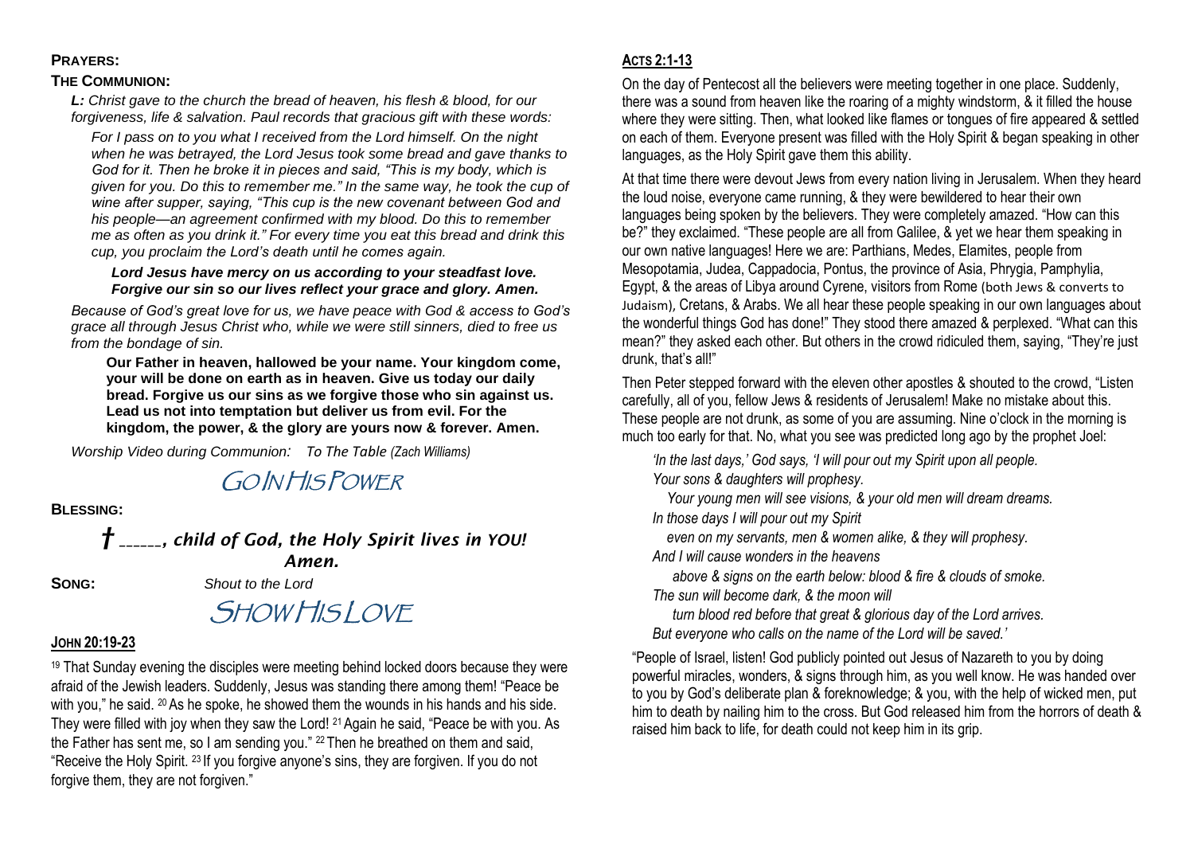**PRAYERS:**

**THE COMMUNION:**

*L: Christ gave to the church the bread of heaven, his flesh & blood, for our forgiveness, life & salvation. Paul records that gracious gift with these words:*

*For I pass on to you what I received from the Lord himself. On the night when he was betrayed, the Lord Jesus took some bread and gave thanks to God for it. Then he broke it in pieces and said, "This is my body, which is given for you. Do this to remember me." In the same way, he took the cup of wine after supper, saying, "This cup is the new covenant between God and his people—an agreement confirmed with my blood. Do this to remember me as often as you drink it." For every time you eat this bread and drink this cup, you proclaim the Lord's death until he comes again.*

***Lord Jesus have mercy on us according to your steadfast love. Forgive our sin so our lives reflect your grace and glory. Amen.***

*Because of God's great love for us, we have peace with God & access to God's grace all through Jesus Christ who, while we were still sinners, died to free us from the bondage of sin.*

**Our Father in heaven, hallowed be your name. Your kingdom come, your will be done on earth as in heaven. Give us today our daily bread. Forgive us our sins as we forgive those who sin against us. Lead us not into temptation but deliver us from evil. For the kingdom, the power, & the glory are yours now & forever. Amen.**

*Worship Video during Communion: To The Table (Zach Williams)*

## GO IN HIS POWER

**BLESSING:**

***† ______, child of God, the Holy Spirit lives in YOU! Amen.***

**SONG:** *Shout to the Lord*

## SHOW HIS LOVE

**JOHN 20:19-23**

[19] That Sunday evening the disciples were meeting behind locked doors because they were afraid of the Jewish leaders. Suddenly, Jesus was standing there among them! "Peace be with you," he said. [20] As he spoke, he showed them the wounds in his hands and his side. They were filled with joy when they saw the Lord! [21] Again he said, "Peace be with you. As the Father has sent me, so I am sending you." [22] Then he breathed on them and said, "Receive the Holy Spirit. [23] If you forgive anyone's sins, they are forgiven. If you do not forgive them, they are not forgiven."

**ACTS 2:1-13**

On the day of Pentecost all the believers were meeting together in one place. Suddenly, there was a sound from heaven like the roaring of a mighty windstorm, & it filled the house where they were sitting. Then, what looked like flames or tongues of fire appeared & settled on each of them. Everyone present was filled with the Holy Spirit & began speaking in other languages, as the Holy Spirit gave them this ability.

At that time there were devout Jews from every nation living in Jerusalem. When they heard the loud noise, everyone came running, & they were bewildered to hear their own languages being spoken by the believers. They were completely amazed. "How can this be?" they exclaimed. "These people are all from Galilee, & yet we hear them speaking in our own native languages! Here we are: Parthians, Medes, Elamites, people from Mesopotamia, Judea, Cappadocia, Pontus, the province of Asia, Phrygia, Pamphylia, Egypt, & the areas of Libya around Cyrene, visitors from Rome (both Jews & converts to Judaism), Cretans, & Arabs. We all hear these people speaking in our own languages about the wonderful things God has done!" They stood there amazed & perplexed. "What can this mean?" they asked each other. But others in the crowd ridiculed them, saying, "They're just drunk, that's all!"

Then Peter stepped forward with the eleven other apostles & shouted to the crowd, "Listen carefully, all of you, fellow Jews & residents of Jerusalem! Make no mistake about this. These people are not drunk, as some of you are assuming. Nine o'clock in the morning is much too early for that. No, what you see was predicted long ago by the prophet Joel:

*'In the last days,' God says, 'I will pour out my Spirit upon all people.*
*Your sons & daughters will prophesy.*
*Your young men will see visions, & your old men will dream dreams.*
*In those days I will pour out my Spirit*
*even on my servants, men & women alike, & they will prophesy.*
*And I will cause wonders in the heavens*
*above & signs on the earth below: blood & fire & clouds of smoke.*
*The sun will become dark, & the moon will*
*turn blood red before that great & glorious day of the Lord arrives.*
*But everyone who calls on the name of the Lord will be saved.'*

"People of Israel, listen! God publicly pointed out Jesus of Nazareth to you by doing powerful miracles, wonders, & signs through him, as you well know. He was handed over to you by God's deliberate plan & foreknowledge; & you, with the help of wicked men, put him to death by nailing him to the cross. But God released him from the horrors of death & raised him back to life, for death could not keep him in its grip.